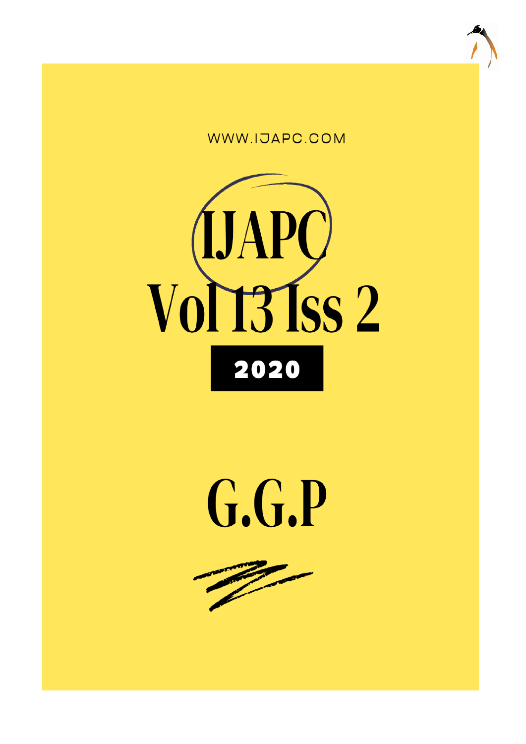WWW.IJAPC.COM

# IJAPC

# Vol 13 Iss 2

**2020**

# G.G.P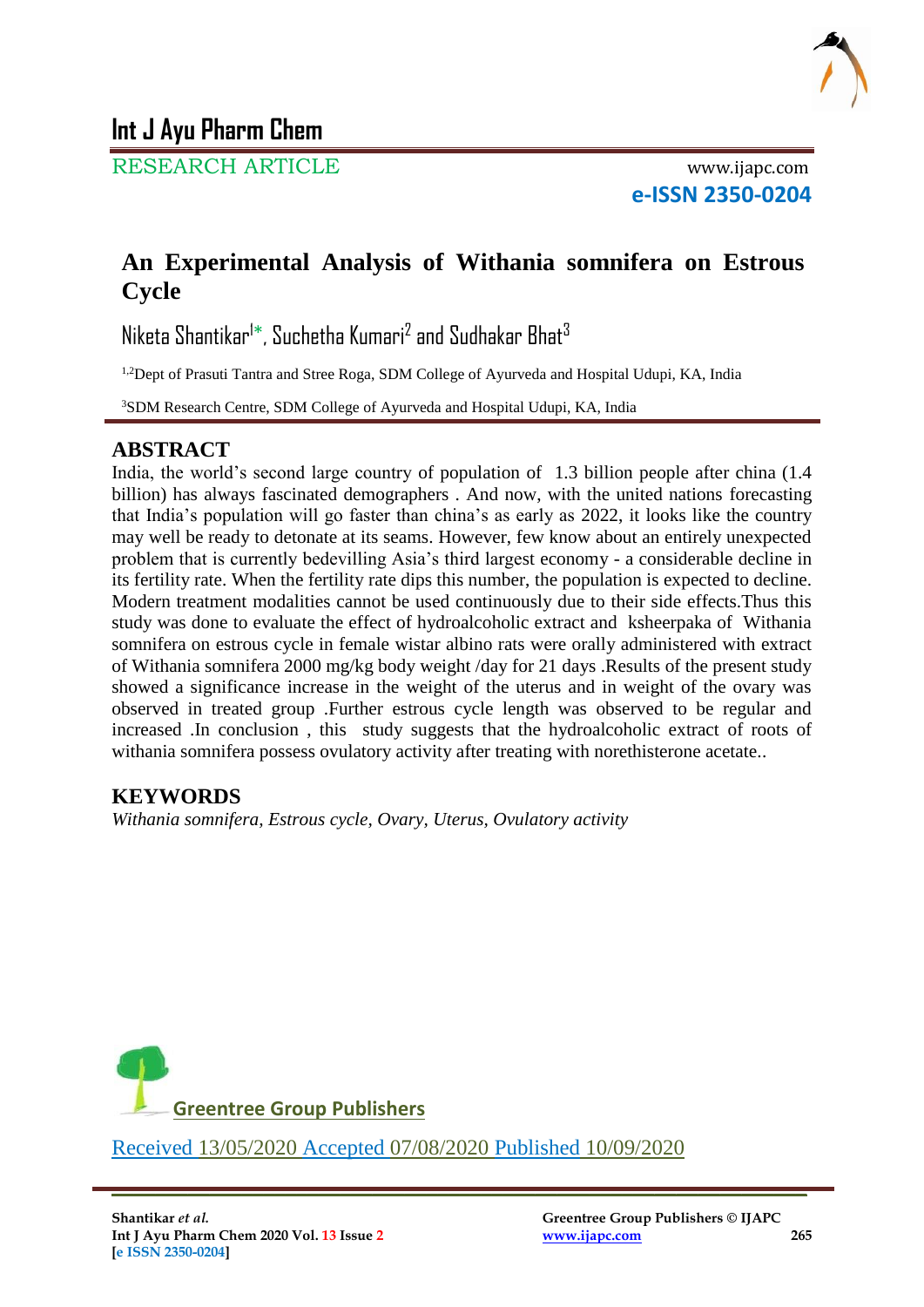# Int J Ayu Pharm Chem

RESEARCH ARTICLE www.ijapc.com

**e-ISSN 2350-0204**

## An Experimental Analysis of Withania somnifera on Estrous Cycle

Niketa Shantikar[1]*, Suchetha Kumari[2] and Sudhakar Bhat[3]

[1,2]Dept of Prasuti Tantra and Stree Roga, SDM College of Ayurveda and Hospital Udupi, KA, India

[3]SDM Research Centre, SDM College of Ayurveda and Hospital Udupi, KA, India

### ABSTRACT

India, the world's second large country of population of 1.3 billion people after china (1.4 billion) has always fascinated demographers . And now, with the united nations forecasting that India's population will go faster than china's as early as 2022, it looks like the country may well be ready to detonate at its seams. However, few know about an entirely unexpected problem that is currently bedevilling Asia's third largest economy - a considerable decline in its fertility rate. When the fertility rate dips this number, the population is expected to decline. Modern treatment modalities cannot be used continuously due to their side effects.Thus this study was done to evaluate the effect of hydroalcoholic extract and ksheerpaka of Withania somnifera on estrous cycle in female wistar albino rats were orally administered with extract of Withania somnifera 2000 mg/kg body weight /day for 21 days .Results of the present study showed a significance increase in the weight of the uterus and in weight of the ovary was observed in treated group .Further estrous cycle length was observed to be regular and increased .In conclusion , this study suggests that the hydroalcoholic extract of roots of withania somnifera possess ovulatory activity after treating with norethisterone acetate..

### KEYWORDS

*Withania somnifera, Estrous cycle, Ovary, Uterus, Ovulatory activity*

Greentree Group Publishers

Received 13/05/2020 Accepted 07/08/2020 Published 10/09/2020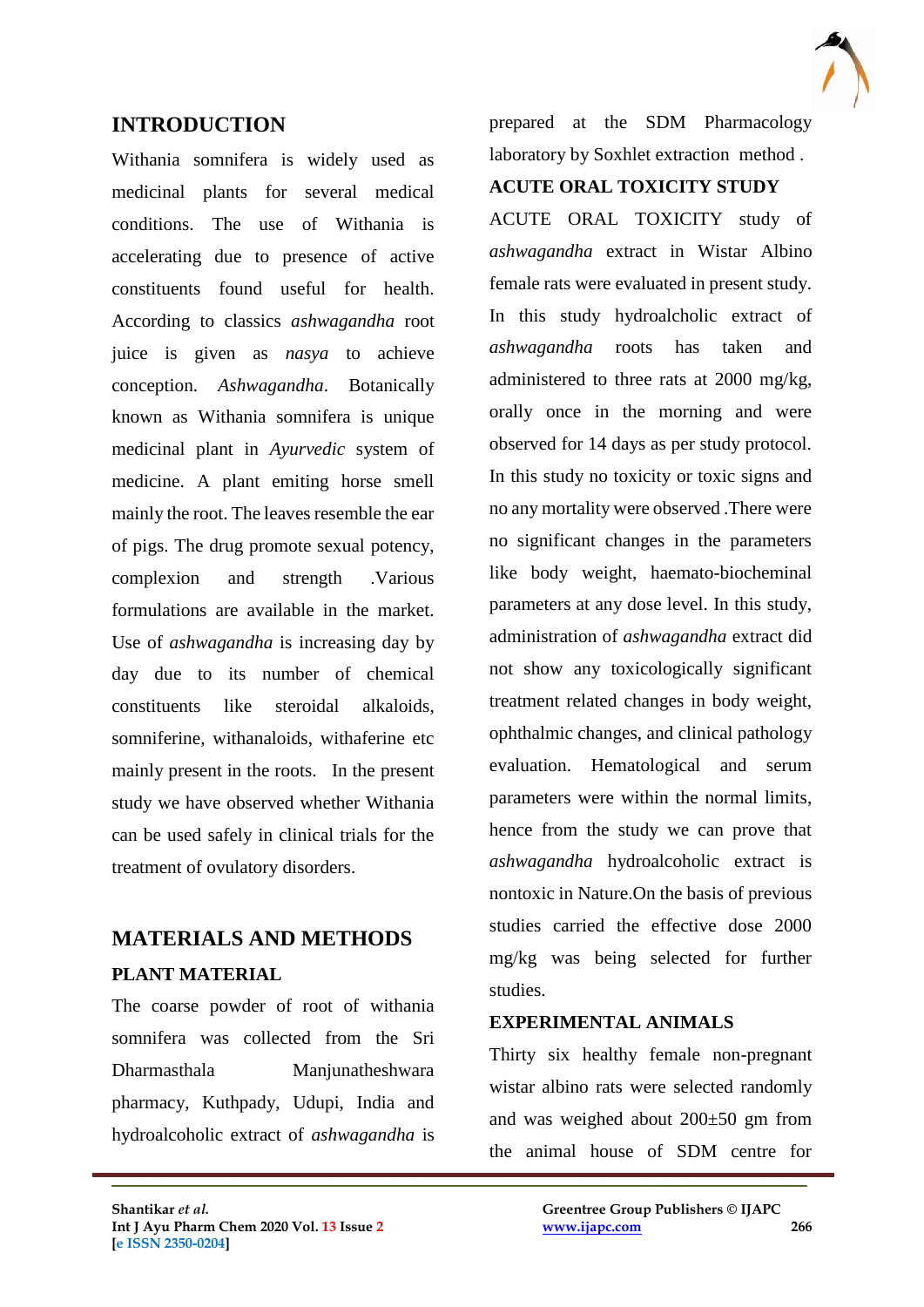## INTRODUCTION

Withania somnifera is widely used as medicinal plants for several medical conditions. The use of Withania is accelerating due to presence of active constituents found useful for health. According to classics *ashwagandha* root juice is given as *nasya* to achieve conception. *Ashwagandha*. Botanically known as Withania somnifera is unique medicinal plant in *Ayurvedic* system of medicine. A plant emiting horse smell mainly the root. The leaves resemble the ear of pigs. The drug promote sexual potency, complexion and strength .Various formulations are available in the market. Use of *ashwagandha* is increasing day by day due to its number of chemical constituents like steroidal alkaloids, somniferine, withanaloids, withaferine etc mainly present in the roots. In the present study we have observed whether Withania can be used safely in clinical trials for the treatment of ovulatory disorders.

## MATERIALS AND METHODS

### PLANT MATERIAL

The coarse powder of root of withania somnifera was collected from the Sri Dharmasthala Manjunatheshwara pharmacy, Kuthpady, Udupi, India and hydroalcoholic extract of *ashwagandha* is prepared at the SDM Pharmacology laboratory by Soxhlet extraction method .

### ACUTE ORAL TOXICITY STUDY

ACUTE ORAL TOXICITY study of *ashwagandha* extract in Wistar Albino female rats were evaluated in present study. In this study hydroalcholic extract of *ashwagandha* roots has taken and administered to three rats at 2000 mg/kg, orally once in the morning and were observed for 14 days as per study protocol. In this study no toxicity or toxic signs and no any mortality were observed .There were no significant changes in the parameters like body weight, haemato-biocheminal parameters at any dose level. In this study, administration of *ashwagandha* extract did not show any toxicologically significant treatment related changes in body weight, ophthalmic changes, and clinical pathology evaluation. Hematological and serum parameters were within the normal limits, hence from the study we can prove that *ashwagandha* hydroalcoholic extract is nontoxic in Nature.On the basis of previous studies carried the effective dose 2000 mg/kg was being selected for further studies.

### EXPERIMENTAL ANIMALS

Thirty six healthy female non-pregnant wistar albino rats were selected randomly and was weighed about 200±50 gm from the animal house of SDM centre for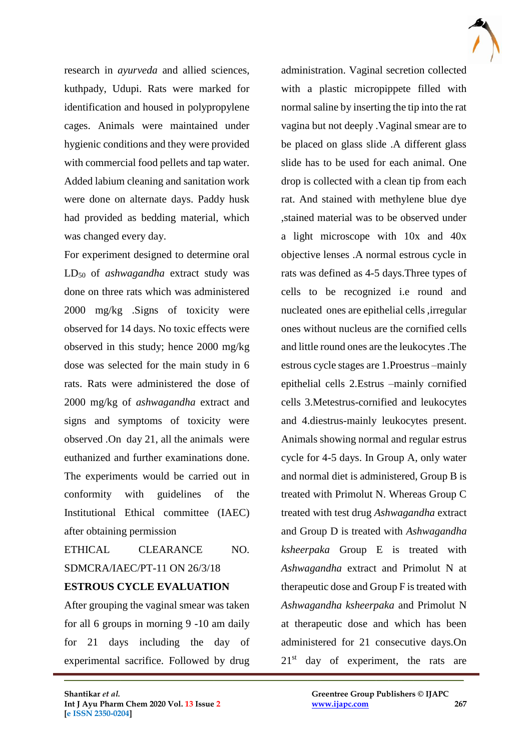research in *ayurveda* and allied sciences, kuthpady, Udupi. Rats were marked for identification and housed in polypropylene cages. Animals were maintained under hygienic conditions and they were provided with commercial food pellets and tap water. Added labium cleaning and sanitation work were done on alternate days. Paddy husk had provided as bedding material, which was changed every day.

For experiment designed to determine oral $LD_{50}$ of *ashwagandha* extract study was done on three rats which was administered 2000 mg/kg .Signs of toxicity were observed for 14 days. No toxic effects were observed in this study; hence 2000 mg/kg dose was selected for the main study in 6 rats. Rats were administered the dose of 2000 mg/kg of *ashwagandha* extract and signs and symptoms of toxicity were observed .On day 21, all the animals were euthanized and further examinations done. The experiments would be carried out in conformity with guidelines of the Institutional Ethical committee (IAEC) after obtaining permission

ETHICAL CLEARANCE NO. SDMCRA/IAEC/PT-11 ON 26/3/18

**ESTROUS CYCLE EVALUATION**

After grouping the vaginal smear was taken for all 6 groups in morning 9 -10 am daily for 21 days including the day of experimental sacrifice. Followed by drug administration. Vaginal secretion collected with a plastic micropippete filled with normal saline by inserting the tip into the rat vagina but not deeply .Vaginal smear are to be placed on glass slide .A different glass slide has to be used for each animal. One drop is collected with a clean tip from each rat. And stained with methylene blue dye ,stained material was to be observed under a light microscope with 10x and 40x objective lenses .A normal estrous cycle in rats was defined as 4-5 days.Three types of cells to be recognized i.e round and nucleated ones are epithelial cells ,irregular ones without nucleus are the cornified cells and little round ones are the leukocytes .The estrous cycle stages are 1.Proestrus –mainly epithelial cells 2.Estrus –mainly cornified cells 3.Metestrus-cornified and leukocytes and 4.diestrus-mainly leukocytes present. Animals showing normal and regular estrus cycle for 4-5 days. In Group A, only water and normal diet is administered, Group B is treated with Primolut N. Whereas Group C treated with test drug *Ashwagandha* extract and Group D is treated with *Ashwagandha ksheerpaka* Group E is treated with *Ashwagandha* extract and Primolut N at therapeutic dose and Group F is treated with *Ashwagandha ksheerpaka* and Primolut N at therapeutic dose and which has been administered for 21 consecutive days.On $21^{st}$ day of experiment, the rats are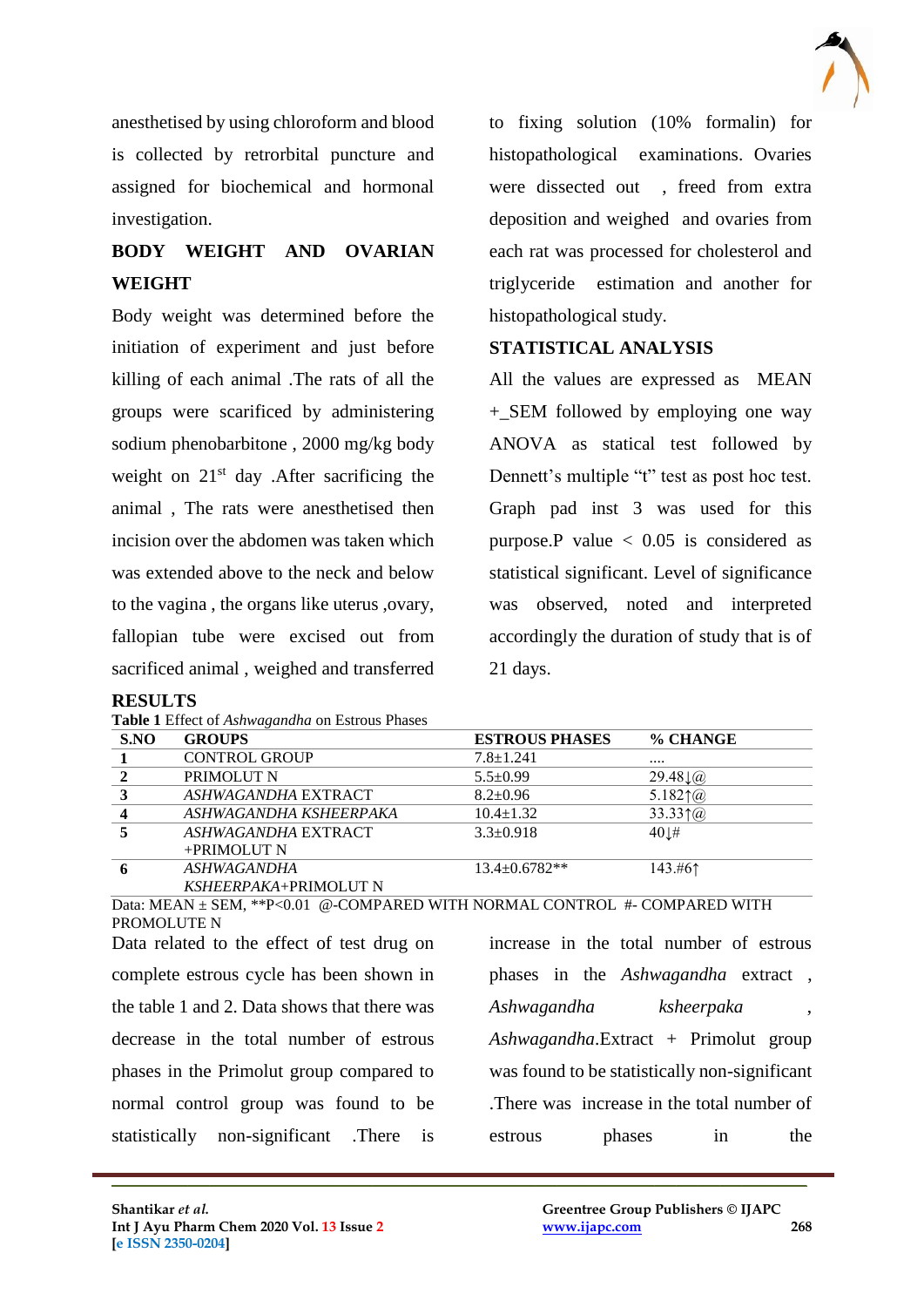anesthetised by using chloroform and blood is collected by retrorbital puncture and assigned for biochemical and hormonal investigation.

## BODY WEIGHT AND OVARIAN WEIGHT

Body weight was determined before the initiation of experiment and just before killing of each animal .The rats of all the groups were scarificed by administering sodium phenobarbitone , 2000 mg/kg body weight on 21st day .After sacrificing the animal , The rats were anesthetised then incision over the abdomen was taken which was extended above to the neck and below to the vagina , the organs like uterus ,ovary, fallopian tube were excised out from sacrificed animal , weighed and transferred to fixing solution (10% formalin) for histopathological examinations. Ovaries were dissected out , freed from extra deposition and weighed and ovaries from each rat was processed for cholesterol and triglyceride estimation and another for histopathological study.

## STATISTICAL ANALYSIS

All the values are expressed as MEAN +_SEM followed by employing one way ANOVA as statical test followed by Dennett's multiple "t" test as post hoc test. Graph pad inst 3 was used for this purpose.P value < 0.05 is considered as statistical significant. Level of significance was observed, noted and interpreted accordingly the duration of study that is of 21 days.

## RESULTS

**Table 1** Effect of *Ashwagandha* on Estrous Phases

| S.NO | GROUPS | ESTROUS PHASES | % CHANGE |
|---|---|---|---|
| 1 | CONTROL GROUP | 7.8±1.241 | .... |
| 2 | PRIMOLUT N | 5.5±0.99 | 29.48↓@ |
| 3 | *ASHWAGANDHA* EXTRACT | 8.2±0.96 | 5.182↑@ |
| 4 | *ASHWAGANDHA KSHEERPAKA* | 10.4±1.32 | 33.33↑@ |
| 5 | *ASHWAGANDHA* EXTRACT +PRIMOLUT N | 3.3±0.918 | 40↓# |
| 6 | *ASHWAGANDHA KSHEERPAKA*+PRIMOLUT N | 13.4±0.6782** | 143.#6↑ |

Data: MEAN ± SEM, **P<0.01 @-COMPARED WITH NORMAL CONTROL #- COMPARED WITH PROMOLUTE N

Data related to the effect of test drug on complete estrous cycle has been shown in the table 1 and 2. Data shows that there was decrease in the total number of estrous phases in the Primolut group compared to normal control group was found to be statistically non-significant .There is increase in the total number of estrous phases in the *Ashwagandha* extract , *Ashwagandha ksheerpaka* , *Ashwagandha*.Extract + Primolut group was found to be statistically non-significant .There was increase in the total number of estrous phases in the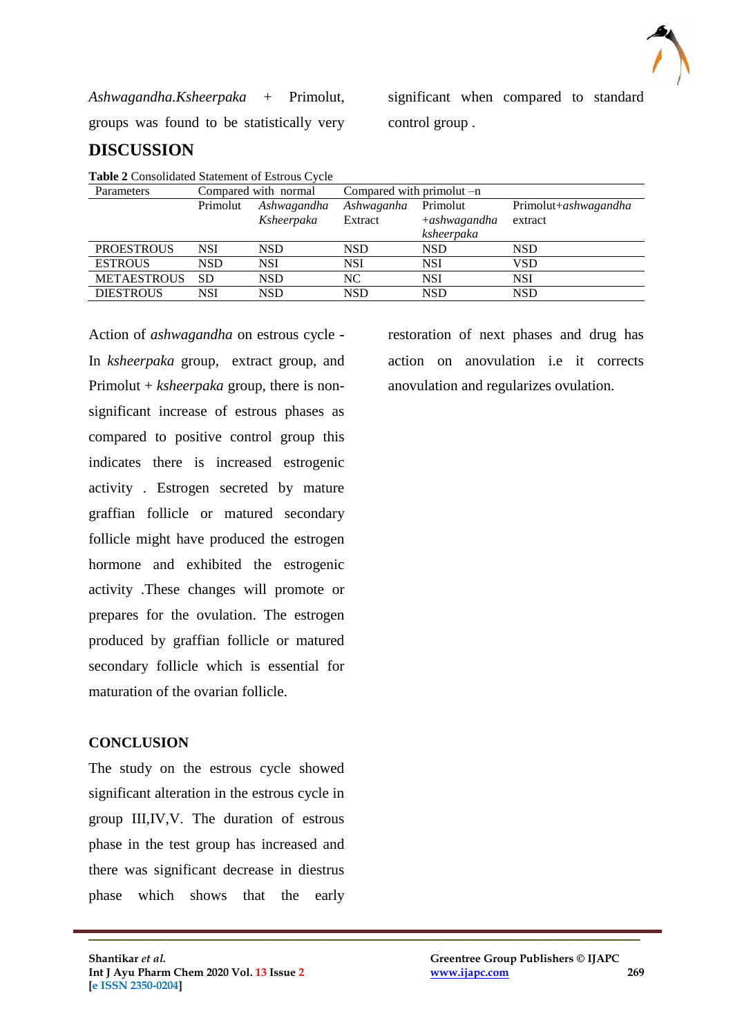*Ashwagandha.Ksheerpaka* + Primolut, groups was found to be statistically very significant when compared to standard control group .

## DISCUSSION

**Table 2** Consolidated Statement of Estrous Cycle

| Parameters | Compared with normal | | Compared with primolut –n | | |
|---|---|---|---|---|---|
| | Primolut | *Ashwagandha Ksheerpaka* | *Ashwaganha* Extract | Primolut +*ashwagandha ksheerpaka* | Primolut+*ashwagandha* extract |
| PROESTROUS | NSI | NSD | NSD | NSD | NSD |
| ESTROUS | NSD | NSI | NSI | NSI | VSD |
| METAESTROUS | SD | NSD | NC | NSI | NSI |
| DIESTROUS | NSI | NSD | NSD | NSD | NSD |

Action of *ashwagandha* on estrous cycle - In *ksheerpaka* group, extract group, and Primolut + *ksheerpaka* group, there is non-significant increase of estrous phases as compared to positive control group this indicates there is increased estrogenic activity . Estrogen secreted by mature graffian follicle or matured secondary follicle might have produced the estrogen hormone and exhibited the estrogenic activity .These changes will promote or prepares for the ovulation. The estrogen produced by graffian follicle or matured secondary follicle which is essential for maturation of the ovarian follicle.

### CONCLUSION

The study on the estrous cycle showed significant alteration in the estrous cycle in group III,IV,V. The duration of estrous phase in the test group has increased and there was significant decrease in diestrus phase which shows that the early restoration of next phases and drug has action on anovulation i.e it corrects anovulation and regularizes ovulation.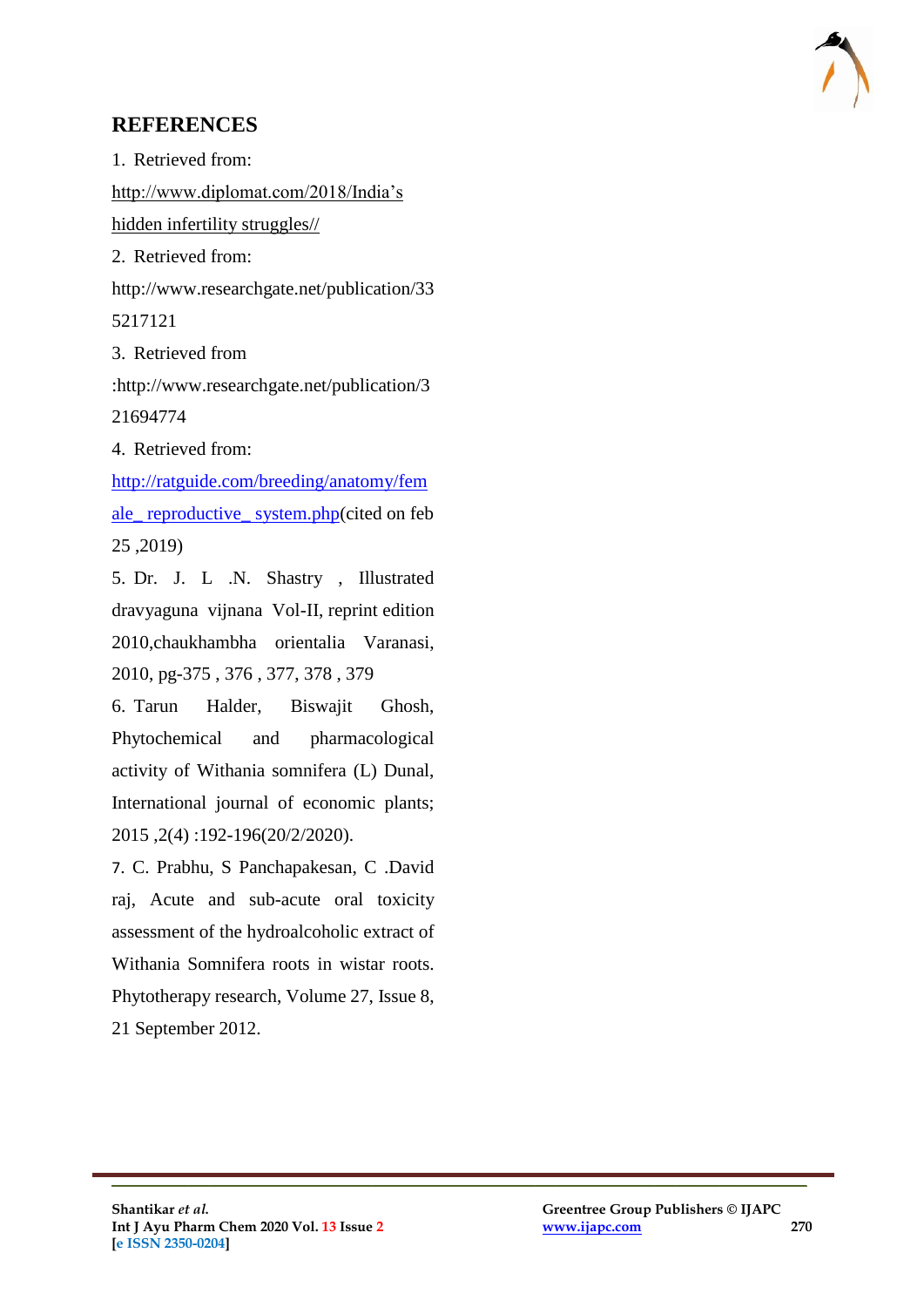## REFERENCES

1. Retrieved from: http://www.diplomat.com/2018/India's hidden infertility struggles//
2. Retrieved from: http://www.researchgate.net/publication/335217121
3. Retrieved from :http://www.researchgate.net/publication/321694774
4. Retrieved from: http://ratguide.com/breeding/anatomy/female_ reproductive_ system.php(cited on feb 25 ,2019)
5. Dr. J. L .N. Shastry , Illustrated dravyaguna vijnana Vol-II, reprint edition 2010,chaukhambha orientalia Varanasi, 2010, pg-375 , 376 , 377, 378 , 379
6. Tarun Halder, Biswajit Ghosh, Phytochemical and pharmacological activity of Withania somnifera (L) Dunal, International journal of economic plants; 2015 ,2(4) :192-196(20/2/2020).
7. C. Prabhu, S Panchapakesan, C .David raj, Acute and sub-acute oral toxicity assessment of the hydroalcoholic extract of Withania Somnifera roots in wistar roots. Phytotherapy research, Volume 27, Issue 8, 21 September 2012.